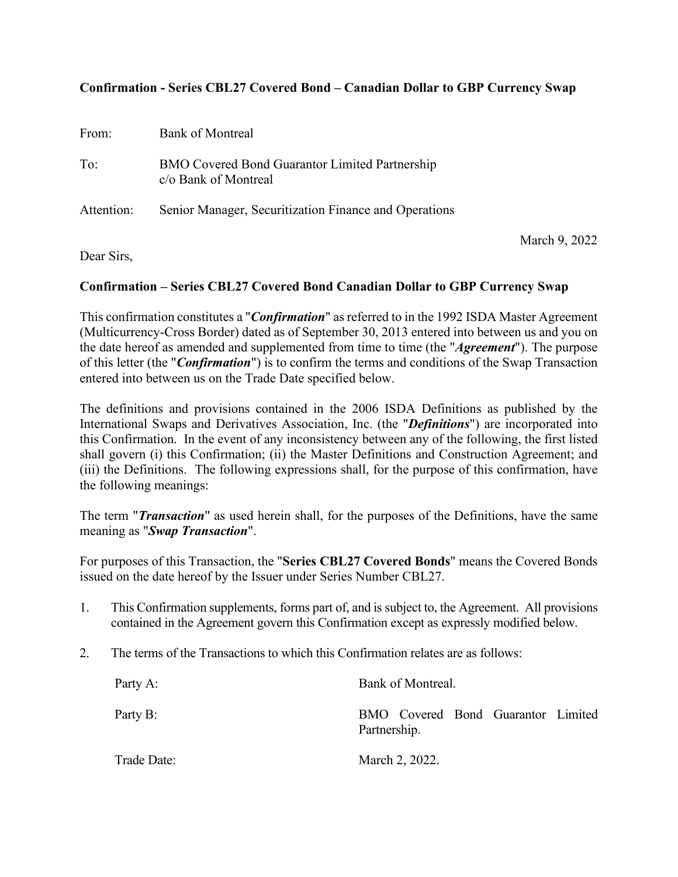**Confirmation - Series CBL27 Covered Bond – Canadian Dollar to GBP Currency Swap**

From: Bank of Montreal

To: BMO Covered Bond Guarantor Limited Partnership
c/o Bank of Montreal

Attention: Senior Manager, Securitization Finance and Operations

March 9, 2022

Dear Sirs,

**Confirmation – Series CBL27 Covered Bond Canadian Dollar to GBP Currency Swap**

This confirmation constitutes a "***Confirmation***" as referred to in the 1992 ISDA Master Agreement (Multicurrency-Cross Border) dated as of September 30, 2013 entered into between us and you on the date hereof as amended and supplemented from time to time (the "***Agreement***"). The purpose of this letter (the "***Confirmation***") is to confirm the terms and conditions of the Swap Transaction entered into between us on the Trade Date specified below.

The definitions and provisions contained in the 2006 ISDA Definitions as published by the International Swaps and Derivatives Association, Inc. (the "***Definitions***") are incorporated into this Confirmation. In the event of any inconsistency between any of the following, the first listed shall govern (i) this Confirmation; (ii) the Master Definitions and Construction Agreement; and (iii) the Definitions. The following expressions shall, for the purpose of this confirmation, have the following meanings:

The term "***Transaction***" as used herein shall, for the purposes of the Definitions, have the same meaning as "***Swap Transaction***".

For purposes of this Transaction, the "**Series CBL27 Covered Bonds**" means the Covered Bonds issued on the date hereof by the Issuer under Series Number CBL27.

1. This Confirmation supplements, forms part of, and is subject to, the Agreement. All provisions contained in the Agreement govern this Confirmation except as expressly modified below.

2. The terms of the Transactions to which this Confirmation relates are as follows:

| | |
|---|---|
| Party A: | Bank of Montreal. |
| Party B: | BMO Covered Bond Guarantor Limited Partnership. |
| Trade Date: | March 2, 2022. |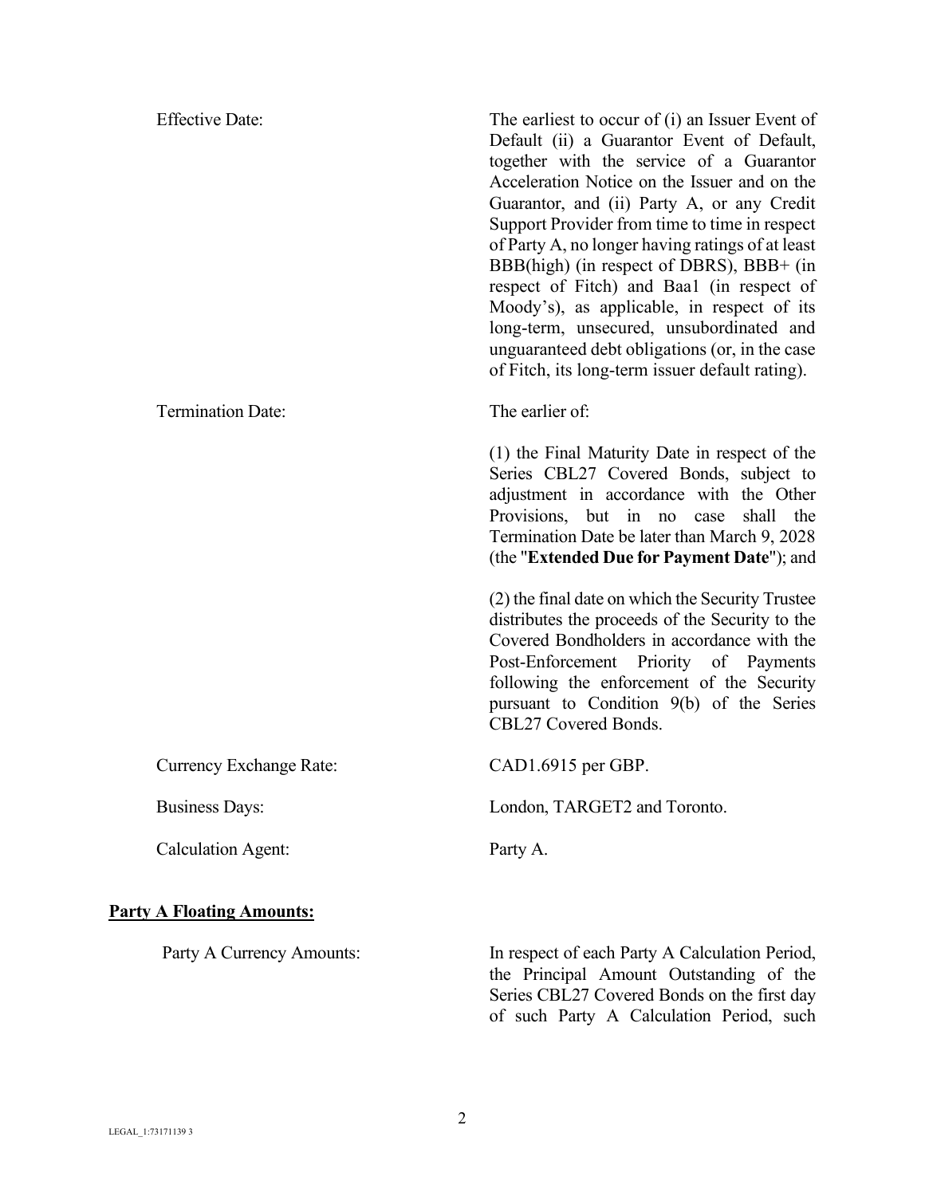| | |
|---|---|
| Effective Date: | The earliest to occur of (i) an Issuer Event of Default (ii) a Guarantor Event of Default, together with the service of a Guarantor Acceleration Notice on the Issuer and on the Guarantor, and (ii) Party A, or any Credit Support Provider from time to time in respect of Party A, no longer having ratings of at least BBB(high) (in respect of DBRS), BBB+ (in respect of Fitch) and Baa1 (in respect of Moody's), as applicable, in respect of its long-term, unsecured, unsubordinated and unguaranteed debt obligations (or, in the case of Fitch, its long-term issuer default rating). |
| Termination Date: | The earlier of:<br><br>(1) the Final Maturity Date in respect of the Series CBL27 Covered Bonds, subject to adjustment in accordance with the Other Provisions, but in no case shall the Termination Date be later than March 9, 2028 (the "**Extended Due for Payment Date**"); and<br><br>(2) the final date on which the Security Trustee distributes the proceeds of the Security to the Covered Bondholders in accordance with the Post-Enforcement Priority of Payments following the enforcement of the Security pursuant to Condition 9(b) of the Series CBL27 Covered Bonds. |
| Currency Exchange Rate: | CAD1.6915 per GBP. |
| Business Days: | London, TARGET2 and Toronto. |
| Calculation Agent: | Party A. |

**Party A Floating Amounts:**

| | |
|---|---|
| Party A Currency Amounts: | In respect of each Party A Calculation Period, the Principal Amount Outstanding of the Series CBL27 Covered Bonds on the first day of such Party A Calculation Period, such |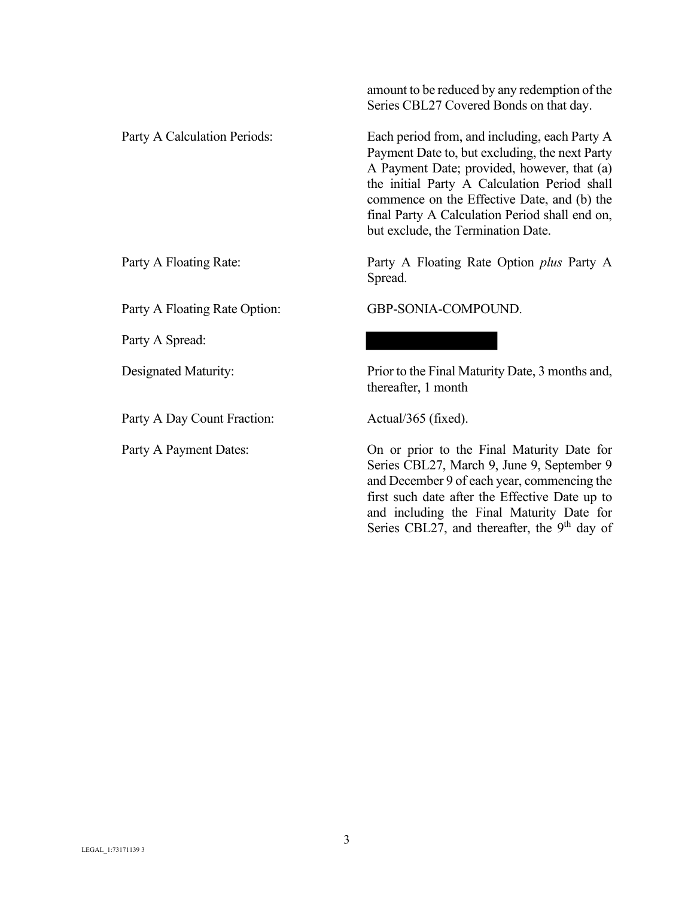| | |
|---|---|
| | amount to be reduced by any redemption of the Series CBL27 Covered Bonds on that day. |
| Party A Calculation Periods: | Each period from, and including, each Party A Payment Date to, but excluding, the next Party A Payment Date; provided, however, that (a) the initial Party A Calculation Period shall commence on the Effective Date, and (b) the final Party A Calculation Period shall end on, but exclude, the Termination Date. |
| Party A Floating Rate: | Party A Floating Rate Option *plus* Party A Spread. |
| Party A Floating Rate Option: | GBP-SONIA-COMPOUND. |
| Party A Spread: | [REDACTED] |
| Designated Maturity: | Prior to the Final Maturity Date, 3 months and, thereafter, 1 month |
| Party A Day Count Fraction: | Actual/365 (fixed). |
| Party A Payment Dates: | On or prior to the Final Maturity Date for Series CBL27, March 9, June 9, September 9 and December 9 of each year, commencing the first such date after the Effective Date up to and including the Final Maturity Date for Series CBL27, and thereafter, the 9th day of |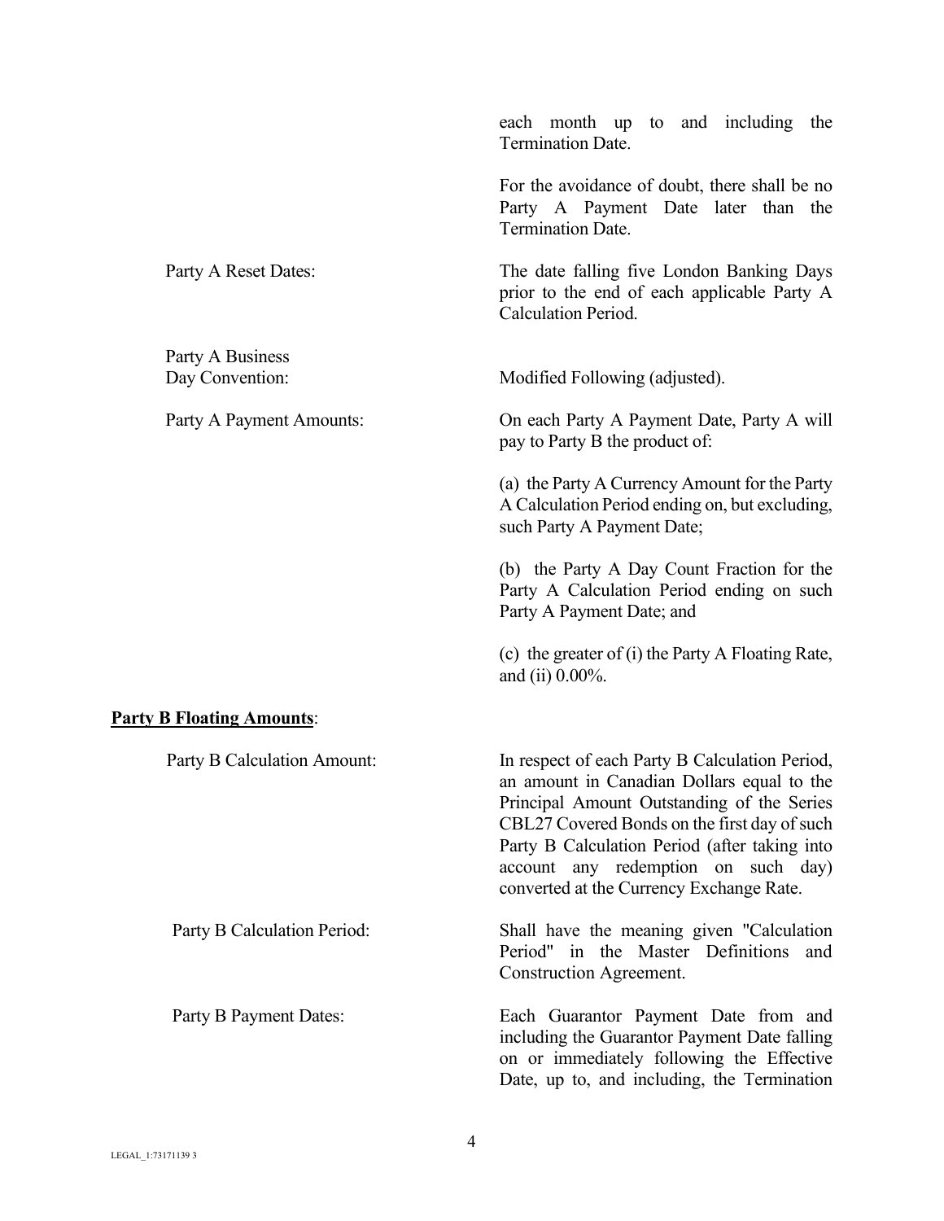| | |
|---|---|
| | each month up to and including the Termination Date. |
| | For the avoidance of doubt, there shall be no Party A Payment Date later than the Termination Date. |
| Party A Reset Dates: | The date falling five London Banking Days prior to the end of each applicable Party A Calculation Period. |
| Party A Business Day Convention: | Modified Following (adjusted). |
| Party A Payment Amounts: | On each Party A Payment Date, Party A will pay to Party B the product of: |
| | (a) the Party A Currency Amount for the Party A Calculation Period ending on, but excluding, such Party A Payment Date; |
| | (b) the Party A Day Count Fraction for the Party A Calculation Period ending on such Party A Payment Date; and |
| | (c) the greater of (i) the Party A Floating Rate, and (ii) 0.00%. |

**Party B Floating Amounts**:

| | |
|---|---|
| Party B Calculation Amount: | In respect of each Party B Calculation Period, an amount in Canadian Dollars equal to the Principal Amount Outstanding of the Series CBL27 Covered Bonds on the first day of such Party B Calculation Period (after taking into account any redemption on such day) converted at the Currency Exchange Rate. |
| Party B Calculation Period: | Shall have the meaning given "Calculation Period" in the Master Definitions and Construction Agreement. |
| Party B Payment Dates: | Each Guarantor Payment Date from and including the Guarantor Payment Date falling on or immediately following the Effective Date, up to, and including, the Termination |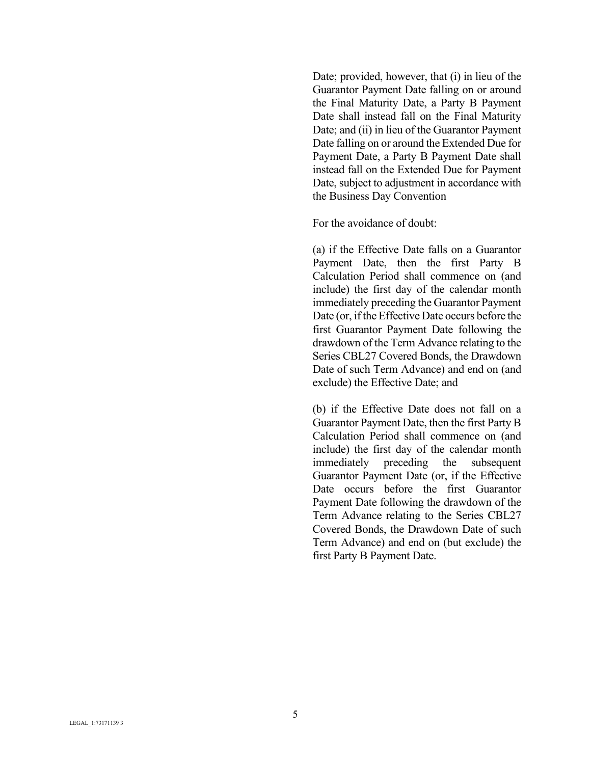Date; provided, however, that (i) in lieu of the Guarantor Payment Date falling on or around the Final Maturity Date, a Party B Payment Date shall instead fall on the Final Maturity Date; and (ii) in lieu of the Guarantor Payment Date falling on or around the Extended Due for Payment Date, a Party B Payment Date shall instead fall on the Extended Due for Payment Date, subject to adjustment in accordance with the Business Day Convention

For the avoidance of doubt:

(a) if the Effective Date falls on a Guarantor Payment Date, then the first Party B Calculation Period shall commence on (and include) the first day of the calendar month immediately preceding the Guarantor Payment Date (or, if the Effective Date occurs before the first Guarantor Payment Date following the drawdown of the Term Advance relating to the Series CBL27 Covered Bonds, the Drawdown Date of such Term Advance) and end on (and exclude) the Effective Date; and

(b) if the Effective Date does not fall on a Guarantor Payment Date, then the first Party B Calculation Period shall commence on (and include) the first day of the calendar month immediately preceding the subsequent Guarantor Payment Date (or, if the Effective Date occurs before the first Guarantor Payment Date following the drawdown of the Term Advance relating to the Series CBL27 Covered Bonds, the Drawdown Date of such Term Advance) and end on (but exclude) the first Party B Payment Date.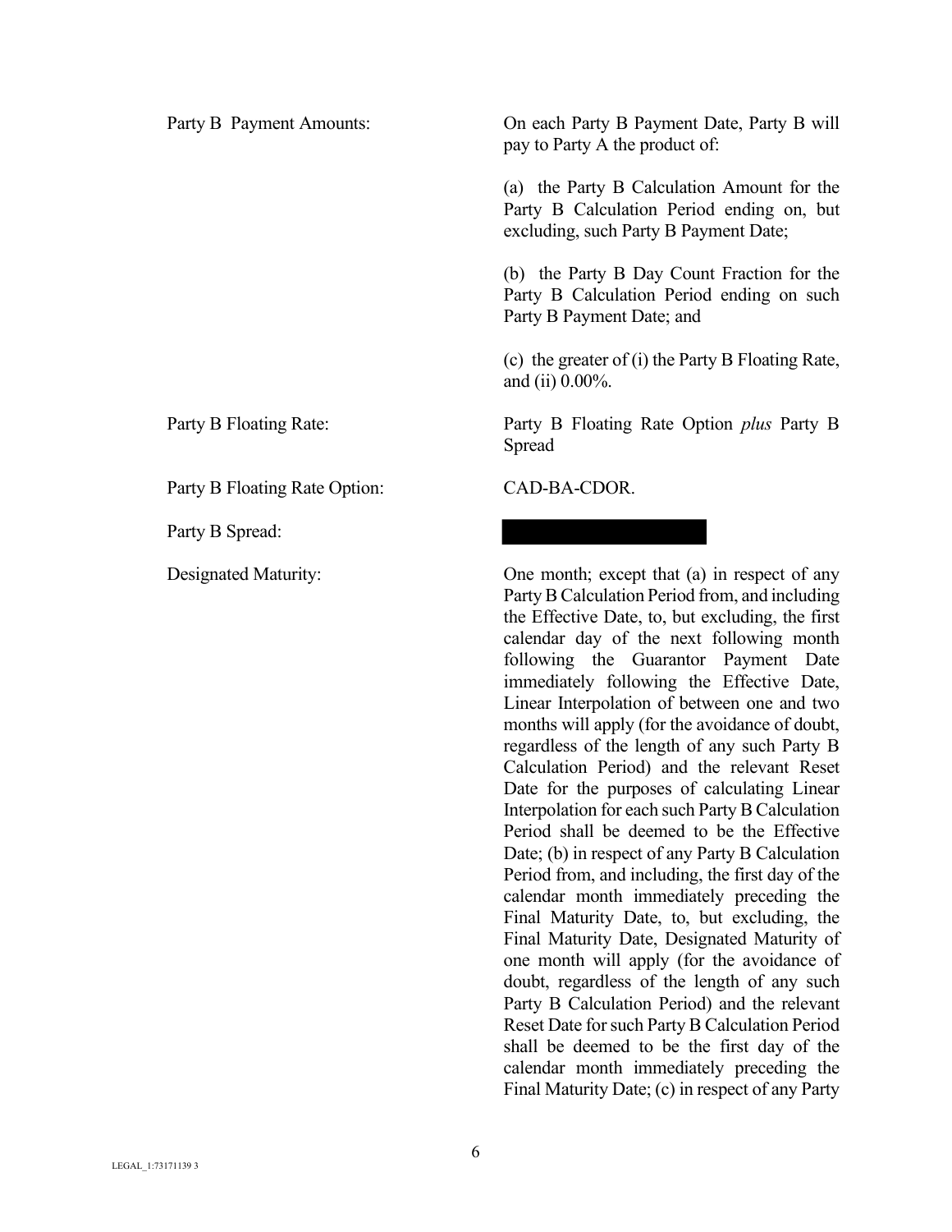| | |
|---|---|
| Party B Payment Amounts: | On each Party B Payment Date, Party B will pay to Party A the product of:<br><br>(a) the Party B Calculation Amount for the Party B Calculation Period ending on, but excluding, such Party B Payment Date;<br><br>(b) the Party B Day Count Fraction for the Party B Calculation Period ending on such Party B Payment Date; and<br><br>(c) the greater of (i) the Party B Floating Rate, and (ii) 0.00%. |
| Party B Floating Rate: | Party B Floating Rate Option *plus* Party B Spread |
| Party B Floating Rate Option: | CAD-BA-CDOR. |
| Party B Spread: | [REDACTED] |
| Designated Maturity: | One month; except that (a) in respect of any Party B Calculation Period from, and including the Effective Date, to, but excluding, the first calendar day of the next following month following the Guarantor Payment Date immediately following the Effective Date, Linear Interpolation of between one and two months will apply (for the avoidance of doubt, regardless of the length of any such Party B Calculation Period) and the relevant Reset Date for the purposes of calculating Linear Interpolation for each such Party B Calculation Period shall be deemed to be the Effective Date; (b) in respect of any Party B Calculation Period from, and including, the first day of the calendar month immediately preceding the Final Maturity Date, to, but excluding, the Final Maturity Date, Designated Maturity of one month will apply (for the avoidance of doubt, regardless of the length of any such Party B Calculation Period) and the relevant Reset Date for such Party B Calculation Period shall be deemed to be the first day of the calendar month immediately preceding the Final Maturity Date; (c) in respect of any Party |

LEGAL_1:73171139 3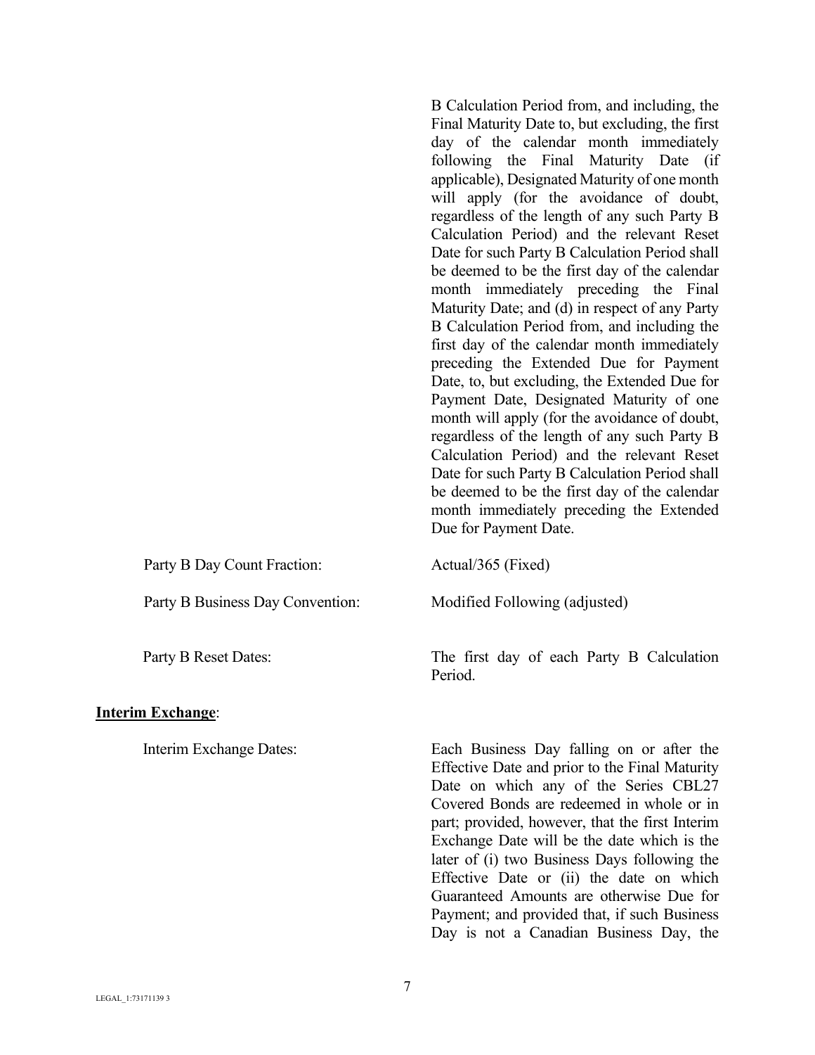B Calculation Period from, and including, the Final Maturity Date to, but excluding, the first day of the calendar month immediately following the Final Maturity Date (if applicable), Designated Maturity of one month will apply (for the avoidance of doubt, regardless of the length of any such Party B Calculation Period) and the relevant Reset Date for such Party B Calculation Period shall be deemed to be the first day of the calendar month immediately preceding the Final Maturity Date; and (d) in respect of any Party B Calculation Period from, and including the first day of the calendar month immediately preceding the Extended Due for Payment Date, to, but excluding, the Extended Due for Payment Date, Designated Maturity of one month will apply (for the avoidance of doubt, regardless of the length of any such Party B Calculation Period) and the relevant Reset Date for such Party B Calculation Period shall be deemed to be the first day of the calendar month immediately preceding the Extended Due for Payment Date.

Party B Day Count Fraction: Actual/365 (Fixed)

Party B Business Day Convention: Modified Following (adjusted)

Party B Reset Dates: The first day of each Party B Calculation Period.

**Interim Exchange**:

Interim Exchange Dates: Each Business Day falling on or after the Effective Date and prior to the Final Maturity Date on which any of the Series CBL27 Covered Bonds are redeemed in whole or in part; provided, however, that the first Interim Exchange Date will be the date which is the later of (i) two Business Days following the Effective Date or (ii) the date on which Guaranteed Amounts are otherwise Due for Payment; and provided that, if such Business Day is not a Canadian Business Day, the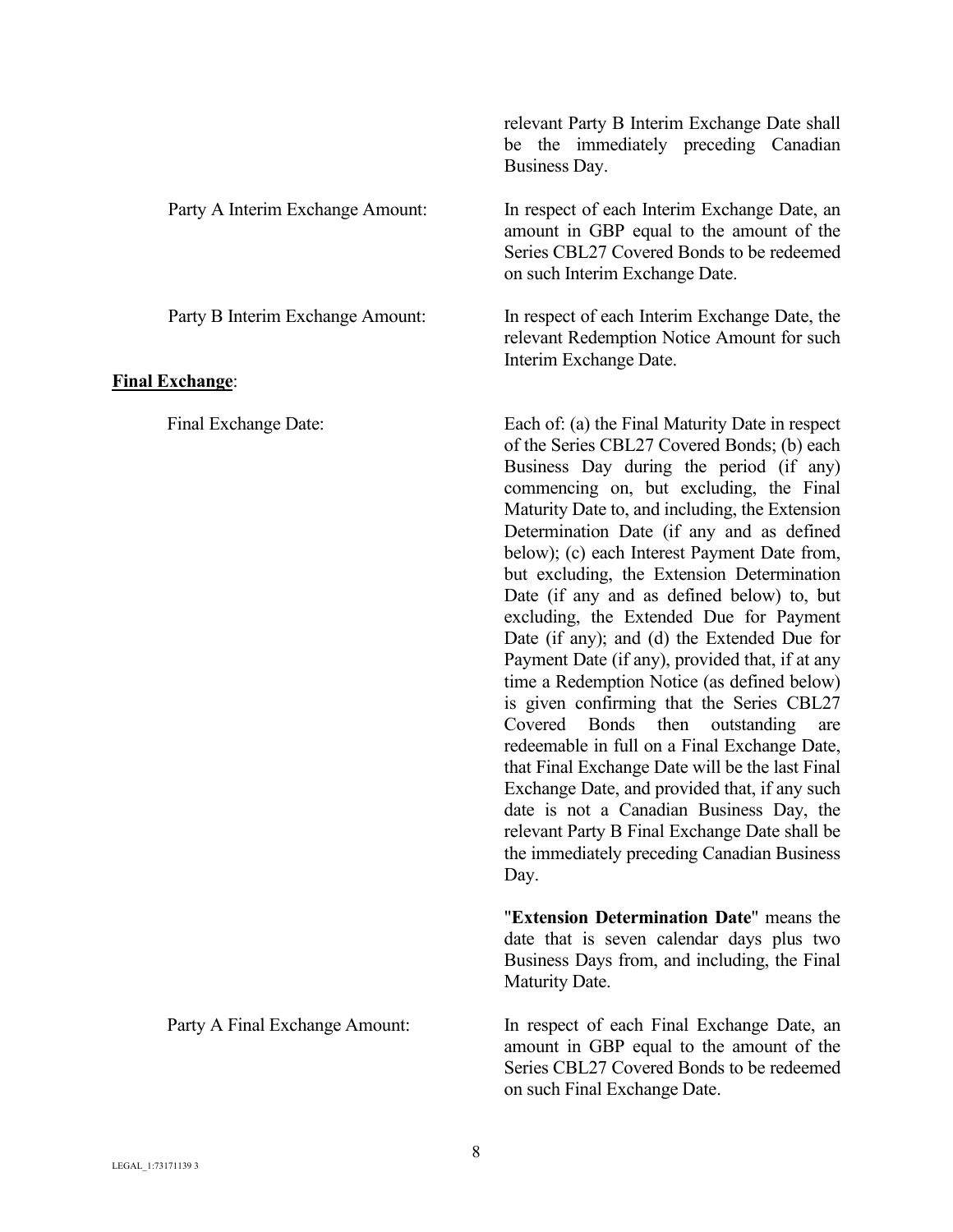relevant Party B Interim Exchange Date shall be the immediately preceding Canadian Business Day.

Party A Interim Exchange Amount: In respect of each Interim Exchange Date, an amount in GBP equal to the amount of the Series CBL27 Covered Bonds to be redeemed on such Interim Exchange Date.

Party B Interim Exchange Amount: In respect of each Interim Exchange Date, the relevant Redemption Notice Amount for such Interim Exchange Date.

**Final Exchange**:

Final Exchange Date: Each of: (a) the Final Maturity Date in respect of the Series CBL27 Covered Bonds; (b) each Business Day during the period (if any) commencing on, but excluding, the Final Maturity Date to, and including, the Extension Determination Date (if any and as defined below); (c) each Interest Payment Date from, but excluding, the Extension Determination Date (if any and as defined below) to, but excluding, the Extended Due for Payment Date (if any); and (d) the Extended Due for Payment Date (if any), provided that, if at any time a Redemption Notice (as defined below) is given confirming that the Series CBL27 Covered Bonds then outstanding are redeemable in full on a Final Exchange Date, that Final Exchange Date will be the last Final Exchange Date, and provided that, if any such date is not a Canadian Business Day, the relevant Party B Final Exchange Date shall be the immediately preceding Canadian Business Day.

"**Extension Determination Date**" means the date that is seven calendar days plus two Business Days from, and including, the Final Maturity Date.

Party A Final Exchange Amount: In respect of each Final Exchange Date, an amount in GBP equal to the amount of the Series CBL27 Covered Bonds to be redeemed on such Final Exchange Date.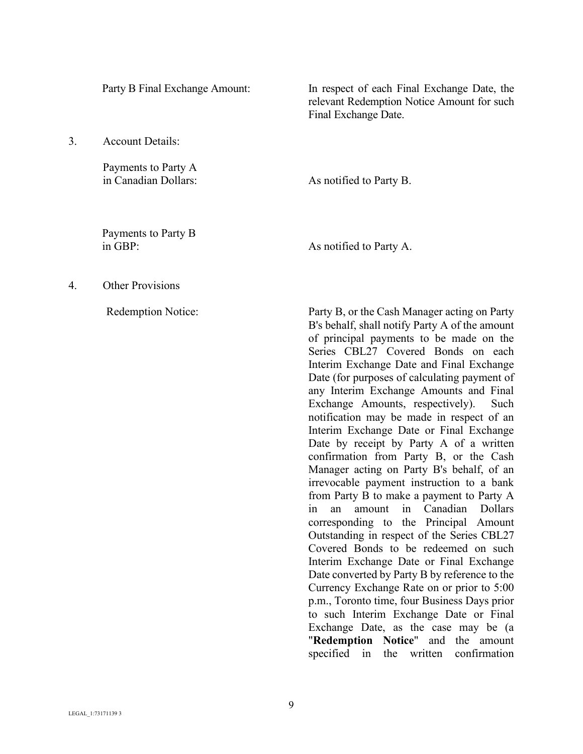| | |
|---|---|
| Party B Final Exchange Amount: | In respect of each Final Exchange Date, the relevant Redemption Notice Amount for such Final Exchange Date. |

3. Account Details:

| | |
|---|---|
| Payments to Party A in Canadian Dollars: | As notified to Party B. |
| Payments to Party B in GBP: | As notified to Party A. |

4. Other Provisions

| | |
|---|---|
| Redemption Notice: | Party B, or the Cash Manager acting on Party B's behalf, shall notify Party A of the amount of principal payments to be made on the Series CBL27 Covered Bonds on each Interim Exchange Date and Final Exchange Date (for purposes of calculating payment of any Interim Exchange Amounts and Final Exchange Amounts, respectively). Such notification may be made in respect of an Interim Exchange Date or Final Exchange Date by receipt by Party A of a written confirmation from Party B, or the Cash Manager acting on Party B's behalf, of an irrevocable payment instruction to a bank from Party B to make a payment to Party A in an amount in Canadian Dollars corresponding to the Principal Amount Outstanding in respect of the Series CBL27 Covered Bonds to be redeemed on such Interim Exchange Date or Final Exchange Date converted by Party B by reference to the Currency Exchange Rate on or prior to 5:00 p.m., Toronto time, four Business Days prior to such Interim Exchange Date or Final Exchange Date, as the case may be (a "**Redemption Notice**" and the amount specified in the written confirmation |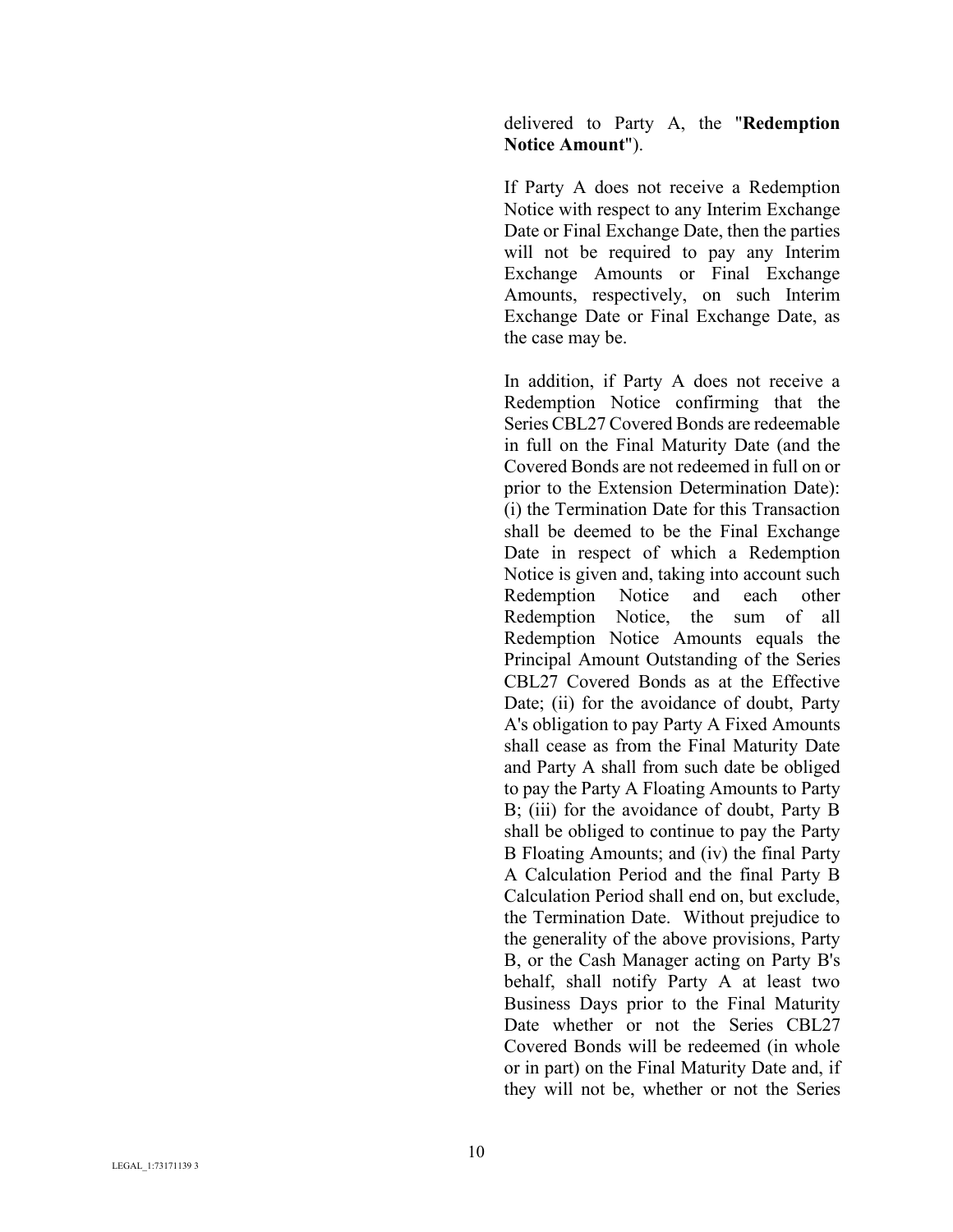delivered to Party A, the "**Redemption Notice Amount**").

If Party A does not receive a Redemption Notice with respect to any Interim Exchange Date or Final Exchange Date, then the parties will not be required to pay any Interim Exchange Amounts or Final Exchange Amounts, respectively, on such Interim Exchange Date or Final Exchange Date, as the case may be.

In addition, if Party A does not receive a Redemption Notice confirming that the Series CBL27 Covered Bonds are redeemable in full on the Final Maturity Date (and the Covered Bonds are not redeemed in full on or prior to the Extension Determination Date): (i) the Termination Date for this Transaction shall be deemed to be the Final Exchange Date in respect of which a Redemption Notice is given and, taking into account such Redemption Notice and each other Redemption Notice, the sum of all Redemption Notice Amounts equals the Principal Amount Outstanding of the Series CBL27 Covered Bonds as at the Effective Date; (ii) for the avoidance of doubt, Party A's obligation to pay Party A Fixed Amounts shall cease as from the Final Maturity Date and Party A shall from such date be obliged to pay the Party A Floating Amounts to Party B; (iii) for the avoidance of doubt, Party B shall be obliged to continue to pay the Party B Floating Amounts; and (iv) the final Party A Calculation Period and the final Party B Calculation Period shall end on, but exclude, the Termination Date. Without prejudice to the generality of the above provisions, Party B, or the Cash Manager acting on Party B's behalf, shall notify Party A at least two Business Days prior to the Final Maturity Date whether or not the Series CBL27 Covered Bonds will be redeemed (in whole or in part) on the Final Maturity Date and, if they will not be, whether or not the Series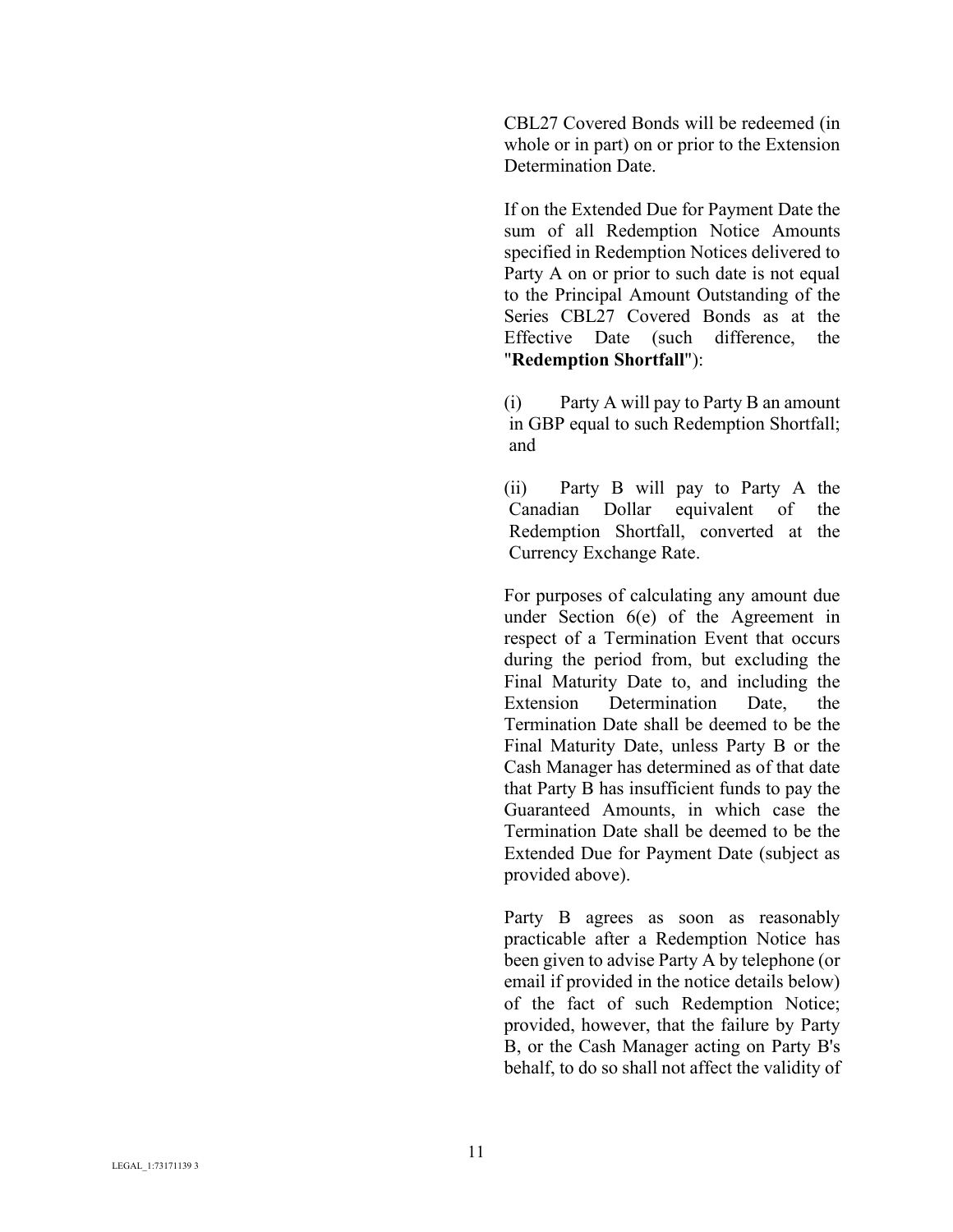CBL27 Covered Bonds will be redeemed (in whole or in part) on or prior to the Extension Determination Date.

If on the Extended Due for Payment Date the sum of all Redemption Notice Amounts specified in Redemption Notices delivered to Party A on or prior to such date is not equal to the Principal Amount Outstanding of the Series CBL27 Covered Bonds as at the Effective Date (such difference, the "**Redemption Shortfall**"):

(i) Party A will pay to Party B an amount in GBP equal to such Redemption Shortfall; and

(ii) Party B will pay to Party A the Canadian Dollar equivalent of the Redemption Shortfall, converted at the Currency Exchange Rate.

For purposes of calculating any amount due under Section 6(e) of the Agreement in respect of a Termination Event that occurs during the period from, but excluding the Final Maturity Date to, and including the Extension Determination Date, the Termination Date shall be deemed to be the Final Maturity Date, unless Party B or the Cash Manager has determined as of that date that Party B has insufficient funds to pay the Guaranteed Amounts, in which case the Termination Date shall be deemed to be the Extended Due for Payment Date (subject as provided above).

Party B agrees as soon as reasonably practicable after a Redemption Notice has been given to advise Party A by telephone (or email if provided in the notice details below) of the fact of such Redemption Notice; provided, however, that the failure by Party B, or the Cash Manager acting on Party B's behalf, to do so shall not affect the validity of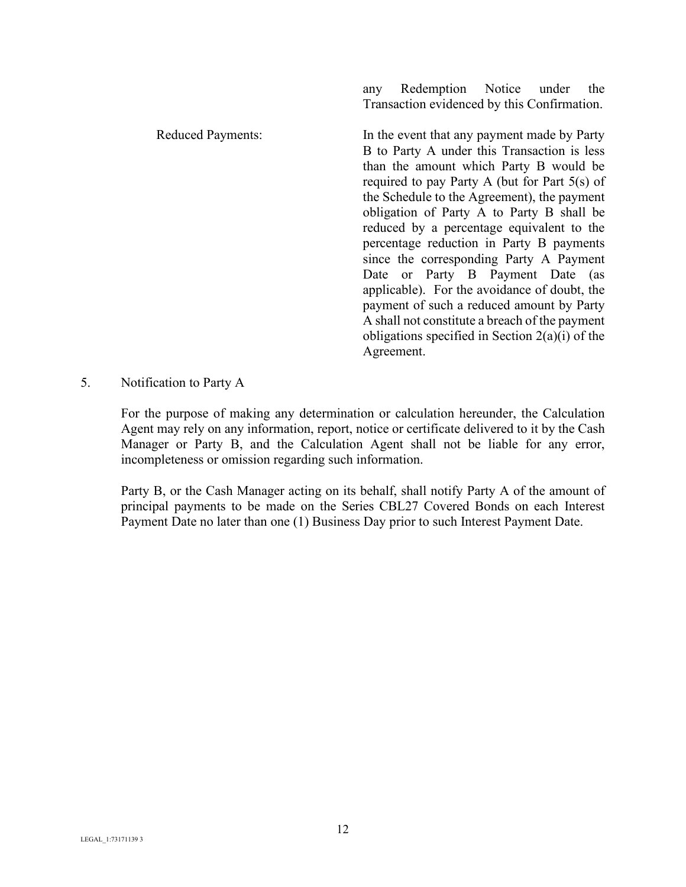| | |
|---|---|
| | any Redemption Notice under the Transaction evidenced by this Confirmation. |
| Reduced Payments: | In the event that any payment made by Party B to Party A under this Transaction is less than the amount which Party B would be required to pay Party A (but for Part 5(s) of the Schedule to the Agreement), the payment obligation of Party A to Party B shall be reduced by a percentage equivalent to the percentage reduction in Party B payments since the corresponding Party A Payment Date or Party B Payment Date (as applicable). For the avoidance of doubt, the payment of such a reduced amount by Party A shall not constitute a breach of the payment obligations specified in Section 2(a)(i) of the Agreement. |

5. Notification to Party A

For the purpose of making any determination or calculation hereunder, the Calculation Agent may rely on any information, report, notice or certificate delivered to it by the Cash Manager or Party B, and the Calculation Agent shall not be liable for any error, incompleteness or omission regarding such information.

Party B, or the Cash Manager acting on its behalf, shall notify Party A of the amount of principal payments to be made on the Series CBL27 Covered Bonds on each Interest Payment Date no later than one (1) Business Day prior to such Interest Payment Date.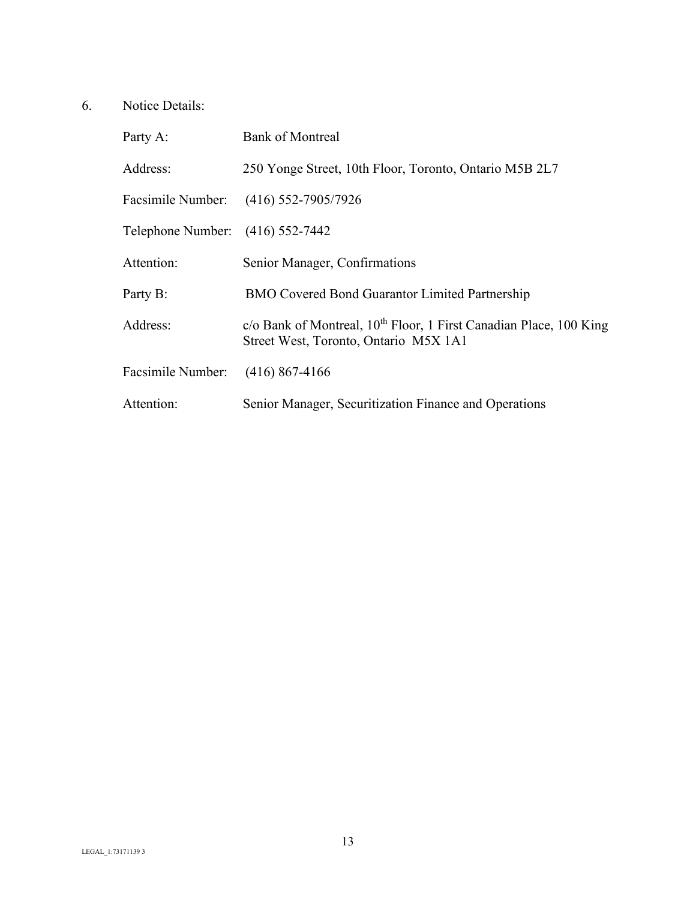6. Notice Details:

| | |
|---|---|
| Party A: | Bank of Montreal |
| Address: | 250 Yonge Street, 10th Floor, Toronto, Ontario M5B 2L7 |
| Facsimile Number: | (416) 552-7905/7926 |
| Telephone Number: | (416) 552-7442 |
| Attention: | Senior Manager, Confirmations |
| Party B: | BMO Covered Bond Guarantor Limited Partnership |
| Address: | c/o Bank of Montreal, 10th Floor, 1 First Canadian Place, 100 King Street West, Toronto, Ontario M5X 1A1 |
| Facsimile Number: | (416) 867-4166 |
| Attention: | Senior Manager, Securitization Finance and Operations |

LEGAL_1:73171139 3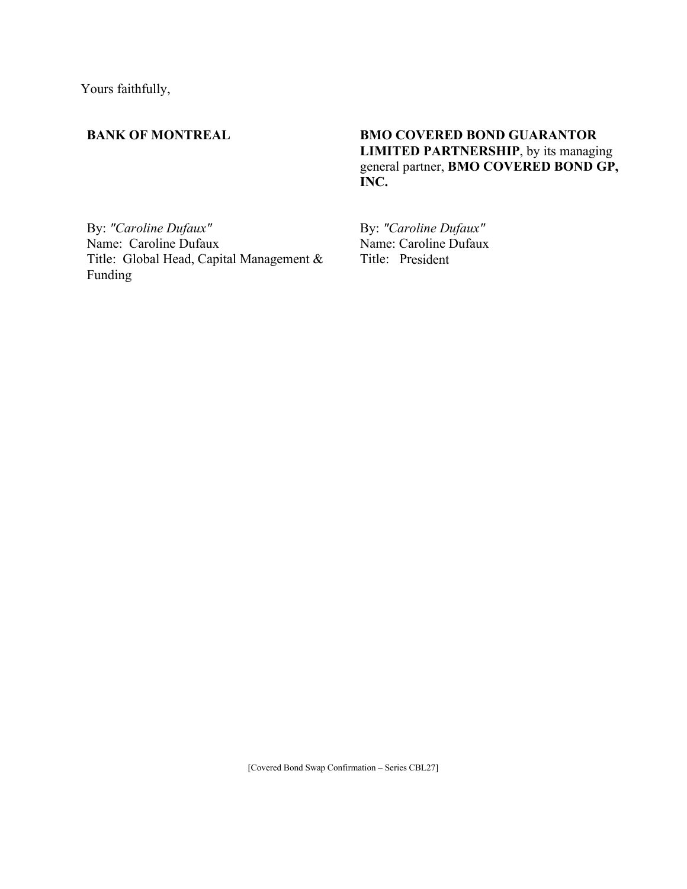Yours faithfully,

**BANK OF MONTREAL**

By: *"Caroline Dufaux"*
Name: Caroline Dufaux
Title: Global Head, Capital Management & Funding

**BMO COVERED BOND GUARANTOR LIMITED PARTNERSHIP**, by its managing general partner, **BMO COVERED BOND GP, INC.**

By: *"Caroline Dufaux"*
Name: Caroline Dufaux
Title: President

[Covered Bond Swap Confirmation – Series CBL27]